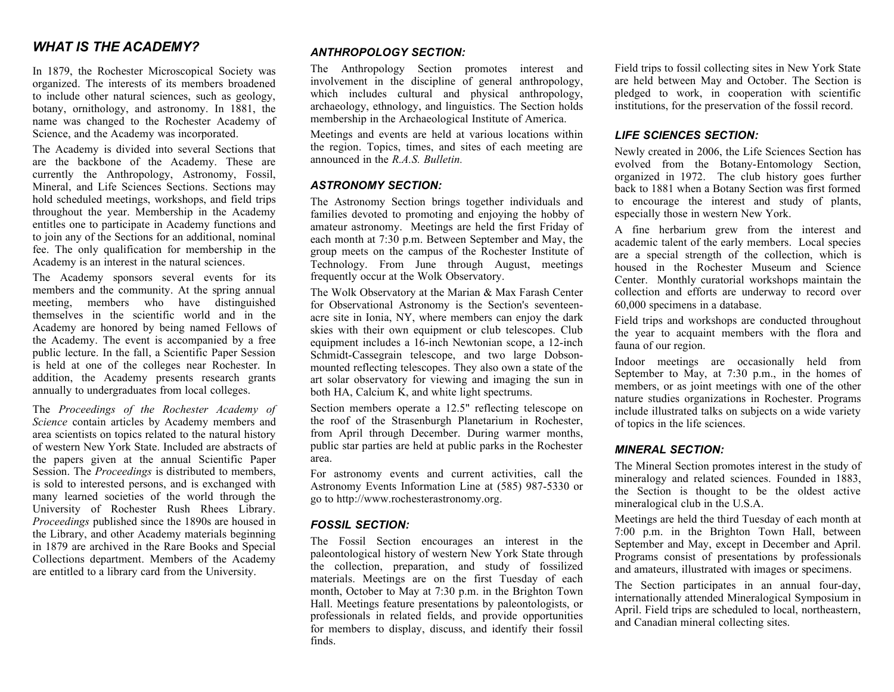## WHAT IS THE ACADEMY?

In 1879, the Rochester Microscopical Society was organized. The interests of its members broadened to include other natural sciences, such as geology, botany, ornithology, and astronomy. In 1881, the name was changed to the Rochester Academy of Science, and the Academy was incorporated.

The Academy is divided into several Sections that are the backbone of the Academy. These are currently the Anthropology, Astronomy, Fossil, Mineral, and Life Sciences Sections. Sections may hold scheduled meetings, workshops, and field trips throughout the year. Membership in the Academy entitles one to participate in Academy functions and to join any of the Sections for an additional, nominal fee. The only qualification for membership in the Academy is an interest in the natural sciences.

The Academy sponsors several events for its members and the community. At the spring annual meeting, members who have distinguished themselves in the scientific world and in the Academy are honored by being named Fellows of the Academy. The event is accompanied by a free public lecture. In the fall, a Scientific Paper Session is held at one of the colleges near Rochester. In addition, the Academy presents research grants annually to undergraduates from local colleges.

The *Proceedings of the Rochester Academy of Science* contain articles by Academy members and area scientists on topics related to the natural history of western New York State. Included are abstracts of the papers given at the annual Scientific Paper Session. The *Proceedings* is distributed to members, is sold to interested persons, and is exchanged with many learned societies of the world through the University of Rochester Rush Rhees Library. *Proceedings* published since the 1890s are housed in the Library, and other Academy materials beginning in 1879 are archived in the Rare Books and Special Collections department. Members of the Academy are entitled to a library card from the University.

### ANTHROPOLOGY SECTION:

The Anthropology Section promotes interest and involvement in the discipline of general anthropology, which includes cultural and physical anthropology, archaeology, ethnology, and linguistics. The Section holds membership in the Archaeological Institute of America.

Meetings and events are held at various locations within the region. Topics, times, and sites of each meeting are announced in the *R.A.S. Bulletin.*

### ASTRONOMY SECTION:

The Astronomy Section brings together individuals and families devoted to promoting and enjoying the hobby of amateur astronomy. Meetings are held the first Friday of each month at 7:30 p.m. Between September and May, the group meets on the campus of the Rochester Institute of Technology. From June through August, meetings frequently occur at the Wolk Observatory.

The Wolk Observatory at the Marian & Max Farash Center for Observational Astronomy is the Section's seventeen-acre site in Ionia, NY, where members can enjoy the dark skies with their own equipment or club telescopes. Club equipment includes a 16-inch Newtonian scope, a 12-inch Schmidt-Cassegrain telescope, and two large Dobson-mounted reflecting telescopes. They also own a state of the art solar observatory for viewing and imaging the sun in both HA, Calcium K, and white light spectrums.

Section members operate a 12.5" reflecting telescope on the roof of the Strasenburgh Planetarium in Rochester, from April through December. During warmer months, public star parties are held at public parks in the Rochester area.

For astronomy events and current activities, call the Astronomy Events Information Line at (585) 987-5330 or go to http://www.rochesterastronomy.org.

### FOSSIL SECTION:

The Fossil Section encourages an interest in the paleontological history of western New York State through the collection, preparation, and study of fossilized materials. Meetings are on the first Tuesday of each month, October to May at 7:30 p.m. in the Brighton Town Hall. Meetings feature presentations by paleontologists, or professionals in related fields, and provide opportunities for members to display, discuss, and identify their fossil finds.

Field trips to fossil collecting sites in New York State are held between May and October. The Section is pledged to work, in cooperation with scientific institutions, for the preservation of the fossil record.

### LIFE SCIENCES SECTION:

Newly created in 2006, the Life Sciences Section has evolved from the Botany-Entomology Section, organized in 1972. The club history goes further back to 1881 when a Botany Section was first formed to encourage the interest and study of plants, especially those in western New York.

A fine herbarium grew from the interest and academic talent of the early members. Local species are a special strength of the collection, which is housed in the Rochester Museum and Science Center. Monthly curatorial workshops maintain the collection and efforts are underway to record over 60,000 specimens in a database.

Field trips and workshops are conducted throughout the year to acquaint members with the flora and fauna of our region.

Indoor meetings are occasionally held from September to May, at 7:30 p.m., in the homes of members, or as joint meetings with one of the other nature studies organizations in Rochester. Programs include illustrated talks on subjects on a wide variety of topics in the life sciences.

### MINERAL SECTION:

The Mineral Section promotes interest in the study of mineralogy and related sciences. Founded in 1883, the Section is thought to be the oldest active mineralogical club in the U.S.A.

Meetings are held the third Tuesday of each month at 7:00 p.m. in the Brighton Town Hall, between September and May, except in December and April. Programs consist of presentations by professionals and amateurs, illustrated with images or specimens.

The Section participates in an annual four-day, internationally attended Mineralogical Symposium in April. Field trips are scheduled to local, northeastern, and Canadian mineral collecting sites.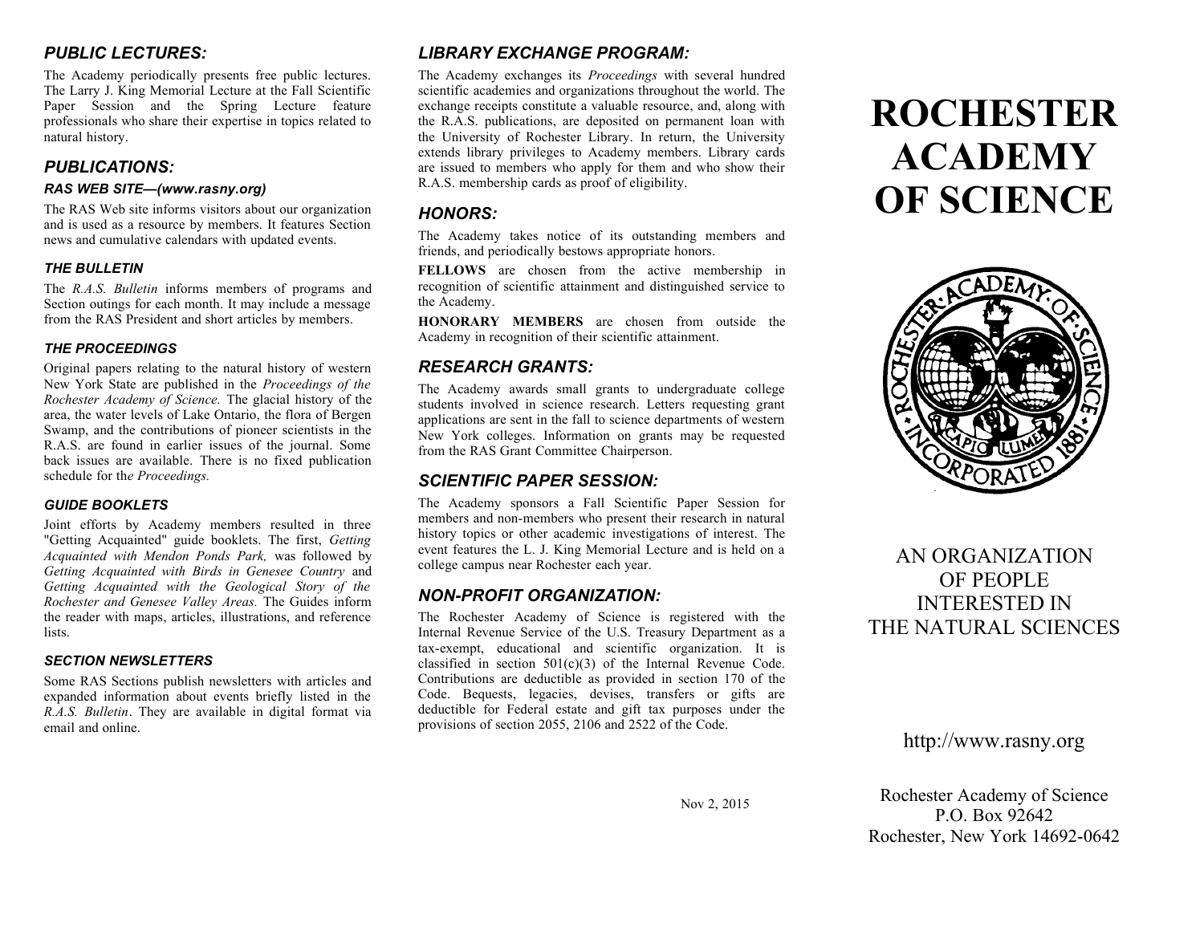## PUBLIC LECTURES:

The Academy periodically presents free public lectures. The Larry J. King Memorial Lecture at the Fall Scientific Paper Session and the Spring Lecture feature professionals who share their expertise in topics related to natural history.

## PUBLICATIONS:

### RAS WEB SITE—(www.rasny.org)

The RAS Web site informs visitors about our organization and is used as a resource by members. It features Section news and cumulative calendars with updated events.

### THE BULLETIN

The *R.A.S. Bulletin* informs members of programs and Section outings for each month. It may include a message from the RAS President and short articles by members.

### THE PROCEEDINGS

Original papers relating to the natural history of western New York State are published in the *Proceedings of the Rochester Academy of Science.* The glacial history of the area, the water levels of Lake Ontario, the flora of Bergen Swamp, and the contributions of pioneer scientists in the R.A.S. are found in earlier issues of the journal. Some back issues are available. There is no fixed publication schedule for the *Proceedings.*

### GUIDE BOOKLETS

Joint efforts by Academy members resulted in three "Getting Acquainted" guide booklets. The first, *Getting Acquainted with Mendon Ponds Park,* was followed by *Getting Acquainted with Birds in Genesee Country* and *Getting Acquainted with the Geological Story of the Rochester and Genesee Valley Areas.* The Guides inform the reader with maps, articles, illustrations, and reference lists.

### SECTION NEWSLETTERS

Some RAS Sections publish newsletters with articles and expanded information about events briefly listed in the *R.A.S. Bulletin*. They are available in digital format via email and online.

## LIBRARY EXCHANGE PROGRAM:

The Academy exchanges its *Proceedings* with several hundred scientific academies and organizations throughout the world. The exchange receipts constitute a valuable resource, and, along with the R.A.S. publications, are deposited on permanent loan with the University of Rochester Library. In return, the University extends library privileges to Academy members. Library cards are issued to members who apply for them and who show their R.A.S. membership cards as proof of eligibility.

## HONORS:

The Academy takes notice of its outstanding members and friends, and periodically bestows appropriate honors.

**FELLOWS** are chosen from the active membership in recognition of scientific attainment and distinguished service to the Academy.

**HONORARY MEMBERS** are chosen from outside the Academy in recognition of their scientific attainment.

## RESEARCH GRANTS:

The Academy awards small grants to undergraduate college students involved in science research. Letters requesting grant applications are sent in the fall to science departments of western New York colleges. Information on grants may be requested from the RAS Grant Committee Chairperson.

## SCIENTIFIC PAPER SESSION:

The Academy sponsors a Fall Scientific Paper Session for members and non-members who present their research in natural history topics or other academic investigations of interest. The event features the L. J. King Memorial Lecture and is held on a college campus near Rochester each year.

## NON-PROFIT ORGANIZATION:

The Rochester Academy of Science is registered with the Internal Revenue Service of the U.S. Treasury Department as a tax-exempt, educational and scientific organization. It is classified in section 501(c)(3) of the Internal Revenue Code. Contributions are deductible as provided in section 170 of the Code. Bequests, legacies, devises, transfers or gifts are deductible for Federal estate and gift tax purposes under the provisions of section 2055, 2106 and 2522 of the Code.

Nov 2, 2015

# ROCHESTER ACADEMY OF SCIENCE

ROCHESTER ACADEMY OF SCIENCE · INCORPORATED 1881 · CAPIO LUMEN

AN ORGANIZATION OF PEOPLE INTERESTED IN THE NATURAL SCIENCES

http://www.rasny.org

Rochester Academy of Science
P.O. Box 92642
Rochester, New York 14692-0642